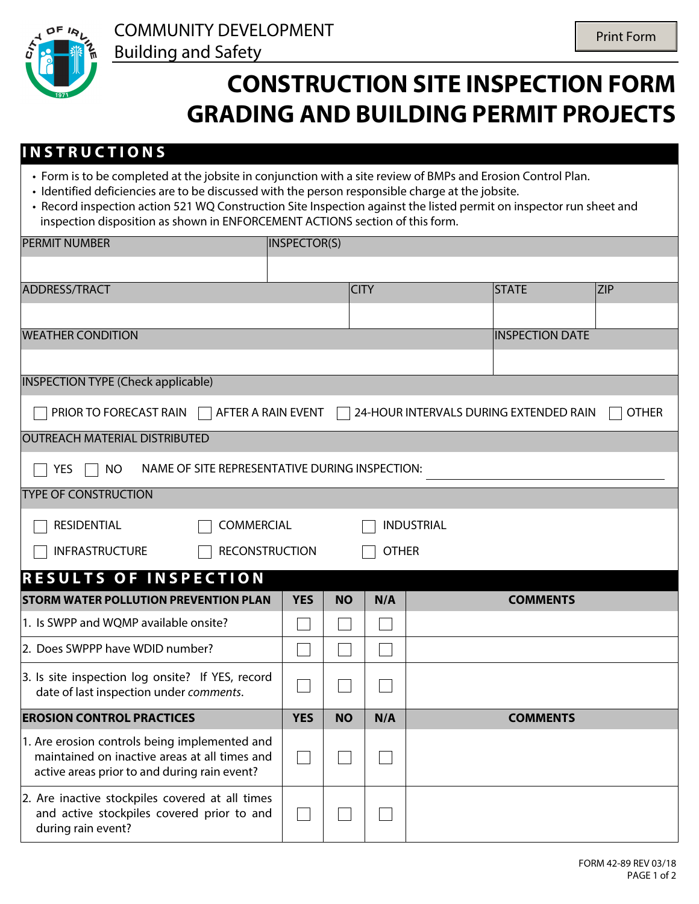COMMUNITY DEVELOPMENT
Building and Safety

# CONSTRUCTION SITE INSPECTION FORM
# GRADING AND BUILDING PERMIT PROJECTS

## INSTRUCTIONS

- Form is to be completed at the jobsite in conjunction with a site review of BMPs and Erosion Control Plan.
- Identified deficiencies are to be discussed with the person responsible charge at the jobsite.
- Record inspection action 521 WQ Construction Site Inspection against the listed permit on inspector run sheet and inspection disposition as shown in ENFORCEMENT ACTIONS section of this form.

| PERMIT NUMBER | INSPECTOR(S) |
|---|---|
| | |

| ADDRESS/TRACT | CITY | STATE | ZIP |
|---|---|---|---|
| | | | |

| WEATHER CONDITION | INSPECTION DATE |
|---|---|
| | |

**INSPECTION TYPE (Check applicable)**

☐ PRIOR TO FORECAST RAIN ☐ AFTER A RAIN EVENT ☐ 24-HOUR INTERVALS DURING EXTENDED RAIN ☐ OTHER

**OUTREACH MATERIAL DISTRIBUTED**

☐ YES ☐ NO NAME OF SITE REPRESENTATIVE DURING INSPECTION: ____________________

**TYPE OF CONSTRUCTION**

☐ RESIDENTIAL ☐ COMMERCIAL ☐ INDUSTRIAL
☐ INFRASTRUCTURE ☐ RECONSTRUCTION ☐ OTHER

## RESULTS OF INSPECTION

| STORM WATER POLLUTION PREVENTION PLAN | YES | NO | N/A | COMMENTS |
|---|---|---|---|---|
| 1. Is SWPP and WQMP available onsite? | ☐ | ☐ | ☐ | |
| 2. Does SWPPP have WDID number? | ☐ | ☐ | ☐ | |
| 3. Is site inspection log onsite? If YES, record date of last inspection under *comments*. | ☐ | ☐ | ☐ | |

| EROSION CONTROL PRACTICES | YES | NO | N/A | COMMENTS |
|---|---|---|---|---|
| 1. Are erosion controls being implemented and maintained on inactive areas at all times and active areas prior to and during rain event? | ☐ | ☐ | ☐ | |
| 2. Are inactive stockpiles covered at all times and active stockpiles covered prior to and during rain event? | ☐ | ☐ | ☐ | |

FORM 42-89 REV 03/18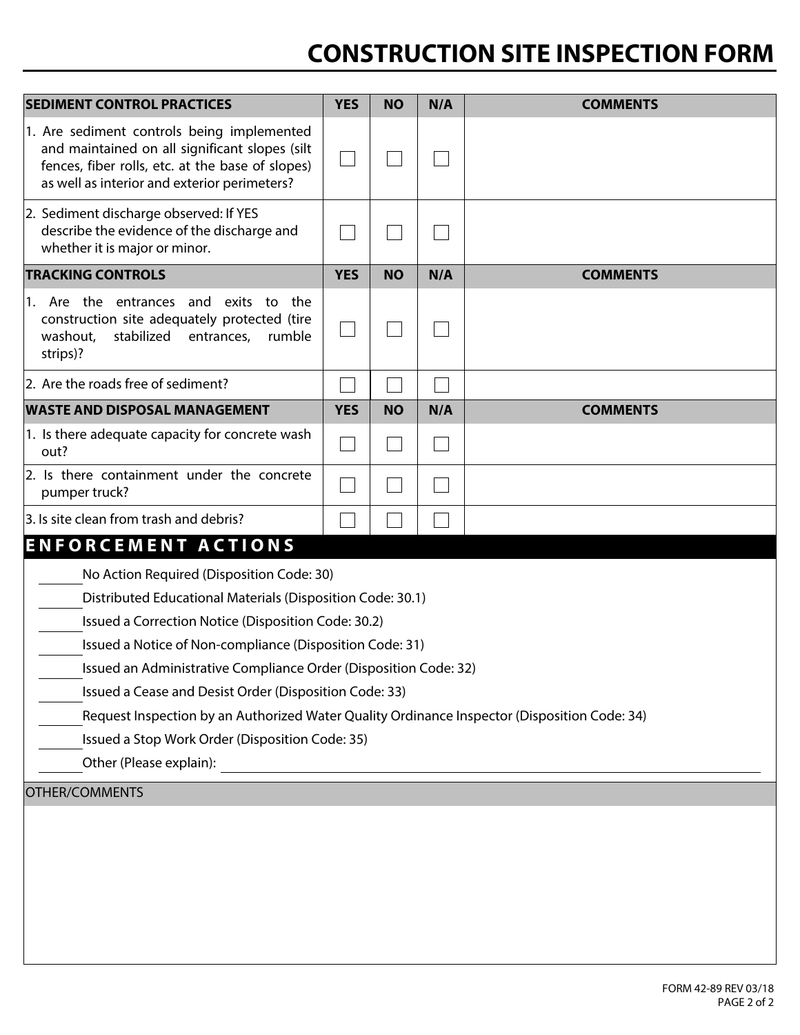# CONSTRUCTION SITE INSPECTION FORM

| SEDIMENT CONTROL PRACTICES | YES | NO | N/A | COMMENTS |
|---|---|---|---|---|
| 1. Are sediment controls being implemented and maintained on all significant slopes (silt fences, fiber rolls, etc. at the base of slopes) as well as interior and exterior perimeters? | ☐ | ☐ | ☐ | |
| 2. Sediment discharge observed: If YES describe the evidence of the discharge and whether it is major or minor. | ☐ | ☐ | ☐ | |
| **TRACKING CONTROLS** | **YES** | **NO** | **N/A** | **COMMENTS** |
| 1. Are the entrances and exits to the construction site adequately protected (tire washout, stabilized entrances, rumble strips)? | ☐ | ☐ | ☐ | |
| 2. Are the roads free of sediment? | ☐ | ☐ | ☐ | |
| **WASTE AND DISPOSAL MANAGEMENT** | **YES** | **NO** | **N/A** | **COMMENTS** |
| 1. Is there adequate capacity for concrete wash out? | ☐ | ☐ | ☐ | |
| 2. Is there containment under the concrete pumper truck? | ☐ | ☐ | ☐ | |
| 3. Is site clean from trash and debris? | ☐ | ☐ | ☐ | |

## ENFORCEMENT ACTIONS

_____ No Action Required (Disposition Code: 30)

_____ Distributed Educational Materials (Disposition Code: 30.1)

_____ Issued a Correction Notice (Disposition Code: 30.2)

_____ Issued a Notice of Non-compliance (Disposition Code: 31)

_____ Issued an Administrative Compliance Order (Disposition Code: 32)

_____ Issued a Cease and Desist Order (Disposition Code: 33)

_____ Request Inspection by an Authorized Water Quality Ordinance Inspector (Disposition Code: 34)

_____ Issued a Stop Work Order (Disposition Code: 35)

_____ Other (Please explain): ____________________

OTHER/COMMENTS

FORM 42-89 REV 03/18